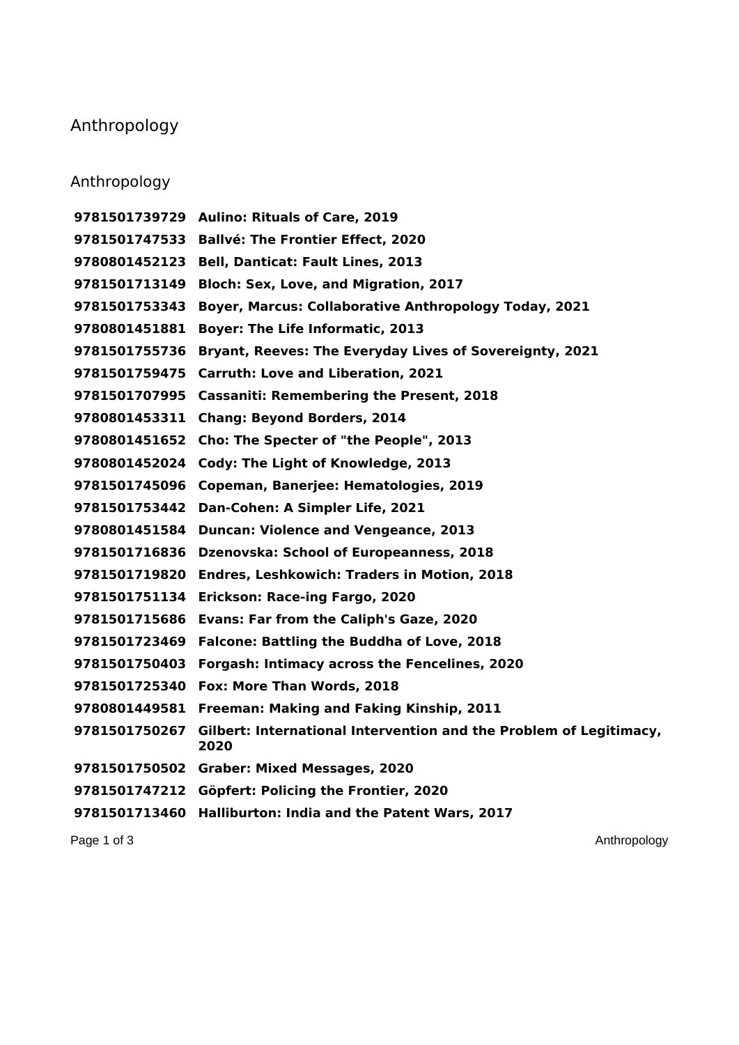# Anthropology

## Anthropology

| | |
|---|---|
| **9781501739729** | **Aulino: Rituals of Care, 2019** |
| **9781501747533** | **Ballvé: The Frontier Effect, 2020** |
| **9780801452123** | **Bell, Danticat: Fault Lines, 2013** |
| **9781501713149** | **Bloch: Sex, Love, and Migration, 2017** |
| **9781501753343** | **Boyer, Marcus: Collaborative Anthropology Today, 2021** |
| **9780801451881** | **Boyer: The Life Informatic, 2013** |
| **9781501755736** | **Bryant, Reeves: The Everyday Lives of Sovereignty, 2021** |
| **9781501759475** | **Carruth: Love and Liberation, 2021** |
| **9781501707995** | **Cassaniti: Remembering the Present, 2018** |
| **9780801453311** | **Chang: Beyond Borders, 2014** |
| **9780801451652** | **Cho: The Specter of "the People", 2013** |
| **9780801452024** | **Cody: The Light of Knowledge, 2013** |
| **9781501745096** | **Copeman, Banerjee: Hematologies, 2019** |
| **9781501753442** | **Dan-Cohen: A Simpler Life, 2021** |
| **9780801451584** | **Duncan: Violence and Vengeance, 2013** |
| **9781501716836** | **Dzenovska: School of Europeanness, 2018** |
| **9781501719820** | **Endres, Leshkowich: Traders in Motion, 2018** |
| **9781501751134** | **Erickson: Race-ing Fargo, 2020** |
| **9781501715686** | **Evans: Far from the Caliph's Gaze, 2020** |
| **9781501723469** | **Falcone: Battling the Buddha of Love, 2018** |
| **9781501750403** | **Forgash: Intimacy across the Fencelines, 2020** |
| **9781501725340** | **Fox: More Than Words, 2018** |
| **9780801449581** | **Freeman: Making and Faking Kinship, 2011** |
| **9781501750267** | **Gilbert: International Intervention and the Problem of Legitimacy, 2020** |
| **9781501750502** | **Graber: Mixed Messages, 2020** |
| **9781501747212** | **Göpfert: Policing the Frontier, 2020** |
| **9781501713460** | **Halliburton: India and the Patent Wars, 2017** |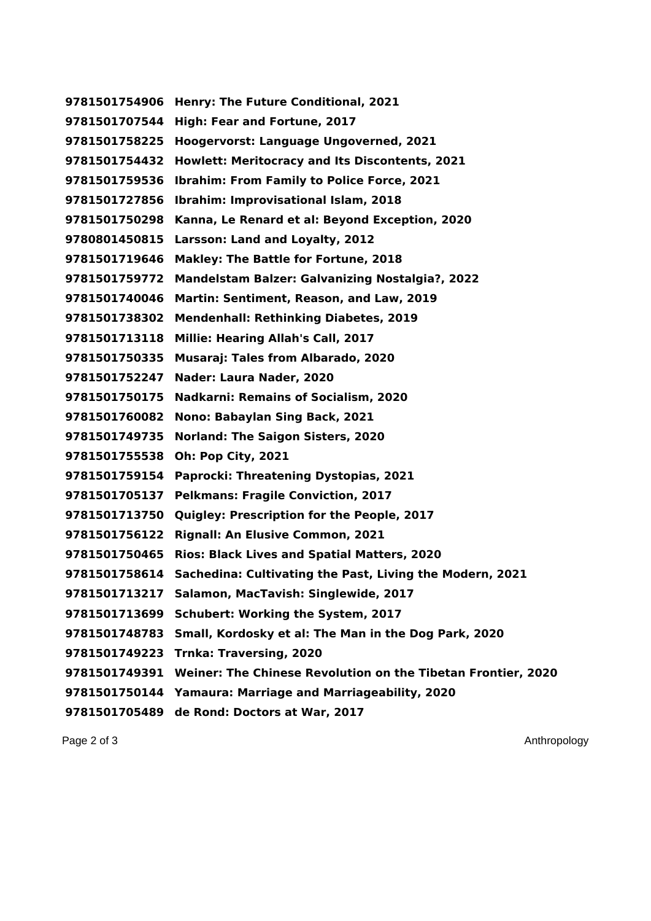**9781501754906 Henry: The Future Conditional, 2021**
**9781501707544 High: Fear and Fortune, 2017**
**9781501758225 Hoogervorst: Language Ungoverned, 2021**
**9781501754432 Howlett: Meritocracy and Its Discontents, 2021**
**9781501759536 Ibrahim: From Family to Police Force, 2021**
**9781501727856 Ibrahim: Improvisational Islam, 2018**
**9781501750298 Kanna, Le Renard et al: Beyond Exception, 2020**
**9780801450815 Larsson: Land and Loyalty, 2012**
**9781501719646 Makley: The Battle for Fortune, 2018**
**9781501759772 Mandelstam Balzer: Galvanizing Nostalgia?, 2022**
**9781501740046 Martin: Sentiment, Reason, and Law, 2019**
**9781501738302 Mendenhall: Rethinking Diabetes, 2019**
**9781501713118 Millie: Hearing Allah's Call, 2017**
**9781501750335 Musaraj: Tales from Albarado, 2020**
**9781501752247 Nader: Laura Nader, 2020**
**9781501750175 Nadkarni: Remains of Socialism, 2020**
**9781501760082 Nono: Babaylan Sing Back, 2021**
**9781501749735 Norland: The Saigon Sisters, 2020**
**9781501755538 Oh: Pop City, 2021**
**9781501759154 Paprocki: Threatening Dystopias, 2021**
**9781501705137 Pelkmans: Fragile Conviction, 2017**
**9781501713750 Quigley: Prescription for the People, 2017**
**9781501756122 Rignall: An Elusive Common, 2021**
**9781501750465 Rios: Black Lives and Spatial Matters, 2020**
**9781501758614 Sachedina: Cultivating the Past, Living the Modern, 2021**
**9781501713217 Salamon, MacTavish: Singlewide, 2017**
**9781501713699 Schubert: Working the System, 2017**
**9781501748783 Small, Kordosky et al: The Man in the Dog Park, 2020**
**9781501749223 Trnka: Traversing, 2020**
**9781501749391 Weiner: The Chinese Revolution on the Tibetan Frontier, 2020**
**9781501750144 Yamaura: Marriage and Marriageability, 2020**
**9781501705489 de Rond: Doctors at War, 2017**